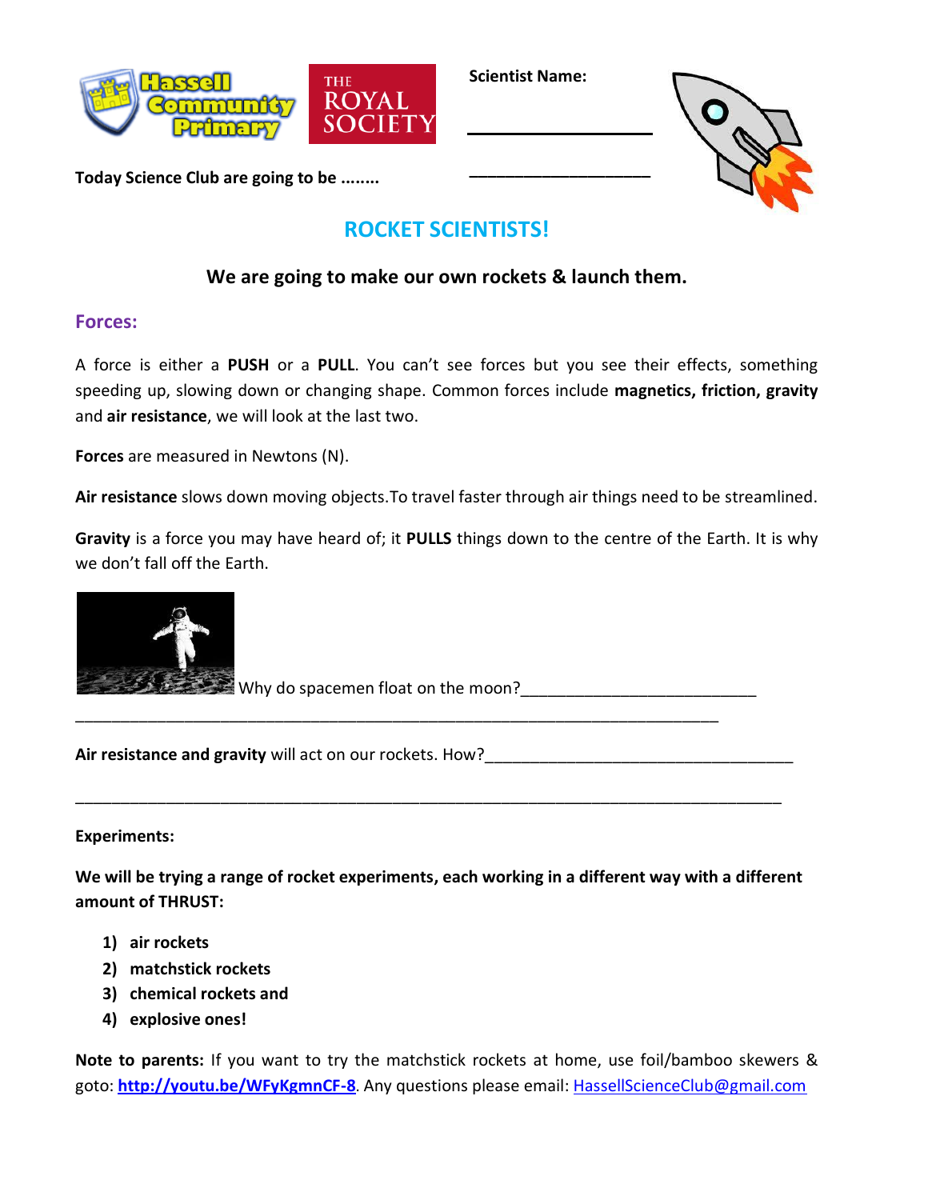**Scientist Name:**

\_\_\_\_\_\_\_\_\_\_\_\_\_\_\_\_\_\_\_\_

\_\_\_\_\_\_\_\_\_\_\_\_\_\_\_\_\_\_\_\_

**Today Science Club are going to be ........**

## ROCKET SCIENTISTS!

### We are going to make our own rockets & launch them.

## Forces:

A force is either a **PUSH** or a **PULL**. You can't see forces but you see their effects, something speeding up, slowing down or changing shape. Common forces include **magnetics, friction, gravity** and **air resistance**, we will look at the last two.

**Forces** are measured in Newtons (N).

**Air resistance** slows down moving objects.To travel faster through air things need to be streamlined.

**Gravity** is a force you may have heard of; it **PULLS** things down to the centre of the Earth. It is why we don't fall off the Earth.

Why do spacemen float on the moon?\_\_\_\_\_\_\_\_\_\_\_\_\_\_\_\_\_\_\_\_\_\_\_\_\_\_

\_\_\_\_\_\_\_\_\_\_\_\_\_\_\_\_\_\_\_\_\_\_\_\_\_\_\_\_\_\_\_\_\_\_\_\_\_\_\_\_\_\_\_\_\_\_\_\_\_\_\_\_\_\_\_\_\_\_\_\_\_\_\_\_\_\_\_\_\_\_

**Air resistance and gravity** will act on our rockets. How?\_\_\_\_\_\_\_\_\_\_\_\_\_\_\_\_\_\_\_\_\_\_\_\_\_\_\_\_\_\_\_\_\_\_

\_\_\_\_\_\_\_\_\_\_\_\_\_\_\_\_\_\_\_\_\_\_\_\_\_\_\_\_\_\_\_\_\_\_\_\_\_\_\_\_\_\_\_\_\_\_\_\_\_\_\_\_\_\_\_\_\_\_\_\_\_\_\_\_\_\_\_\_\_\_\_\_\_\_\_\_

**Experiments:**

**We will be trying a range of rocket experiments, each working in a different way with a different amount of THRUST:**

1) **air rockets**
2) **matchstick rockets**
3) **chemical rockets and**
4) **explosive ones!**

**Note to parents:** If you want to try the matchstick rockets at home, use foil/bamboo skewers & goto: **http://youtu.be/WFyKgmnCF-8**. Any questions please email: HassellScienceClub@gmail.com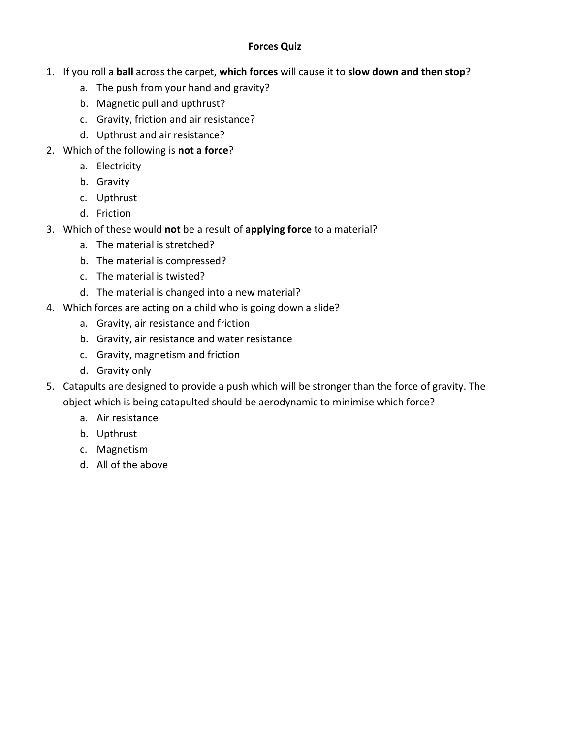**Forces Quiz**

1. If you roll a **ball** across the carpet, **which forces** will cause it to **slow down and then stop**?
   a. The push from your hand and gravity?
   b. Magnetic pull and upthrust?
   c. Gravity, friction and air resistance?
   d. Upthrust and air resistance?
2. Which of the following is **not a force**?
   a. Electricity
   b. Gravity
   c. Upthrust
   d. Friction
3. Which of these would **not** be a result of **applying force** to a material?
   a. The material is stretched?
   b. The material is compressed?
   c. The material is twisted?
   d. The material is changed into a new material?
4. Which forces are acting on a child who is going down a slide?
   a. Gravity, air resistance and friction
   b. Gravity, air resistance and water resistance
   c. Gravity, magnetism and friction
   d. Gravity only
5. Catapults are designed to provide a push which will be stronger than the force of gravity. The object which is being catapulted should be aerodynamic to minimise which force?
   a. Air resistance
   b. Upthrust
   c. Magnetism
   d. All of the above